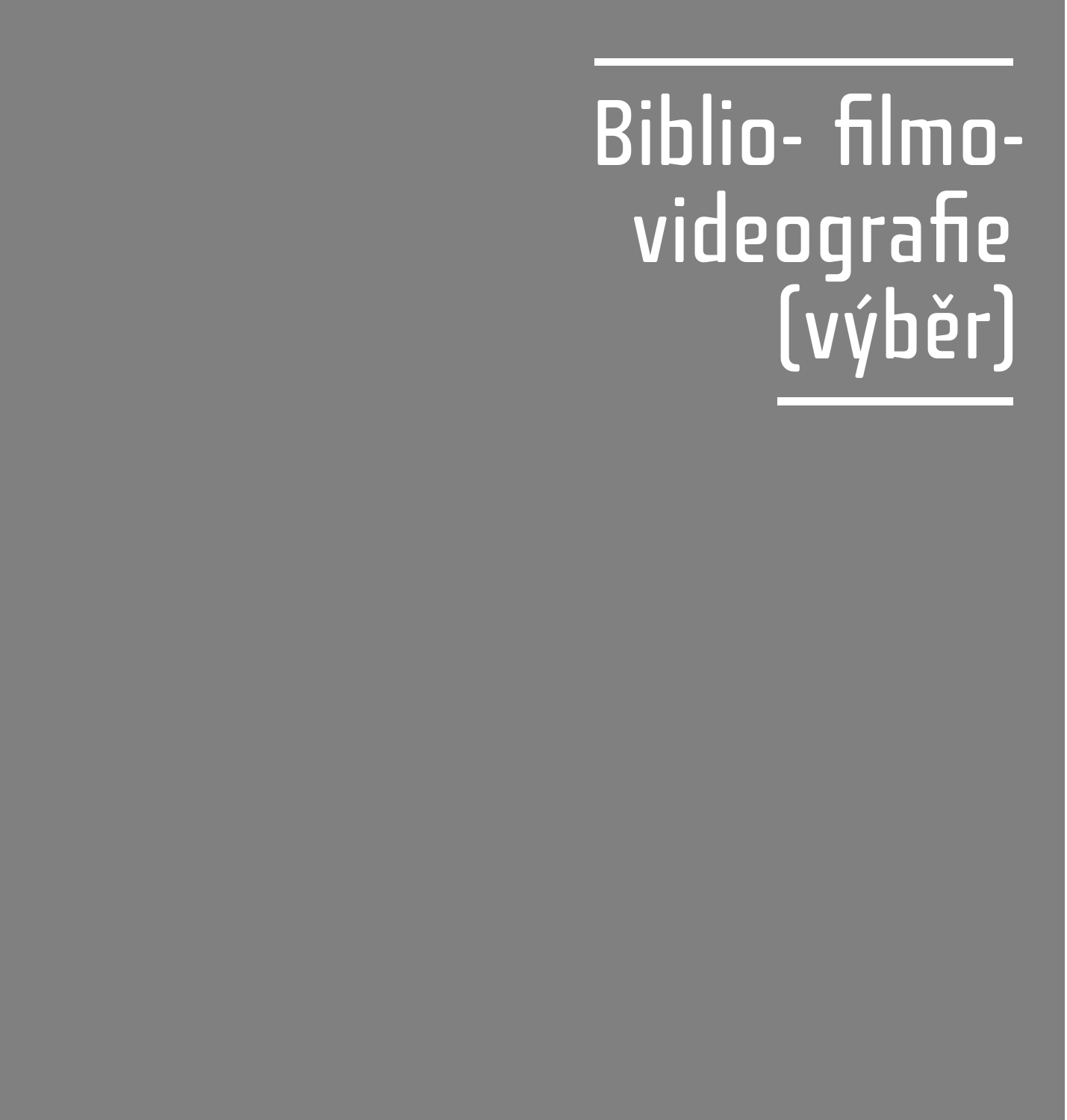# Biblio- filmo- videografie (výběr)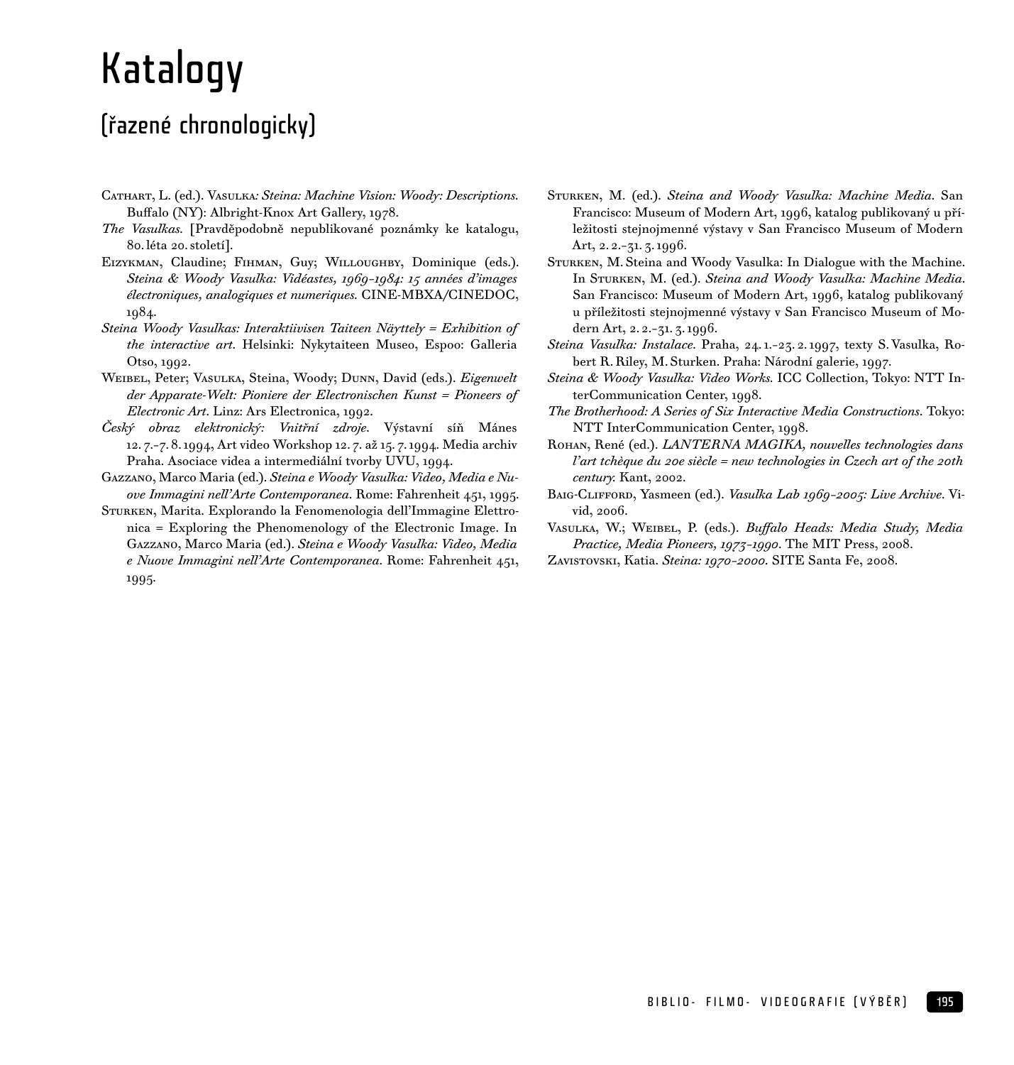# Katalogy

## (řazené chronologicky)

Cathart, L. (ed.). Vasulka*: Steina: Machine Vision: Woody: Descriptions.* Buffalo (NY): Albright-Knox Art Gallery, 1978.

*The Vasulkas.* [Pravděpodobně nepublikované poznámky ke katalogu, 80. léta 20. století].

Eizykman, Claudine; Fihman, Guy; Willoughby, Dominique (eds.). *Steina & Woody Vasulka: Vidéastes, 1969–1984: 15 années d'images électroniques, analogiques et numeriques.* CINE-MBXA/CINEDOC, 1984.

*Steina Woody Vasulkas: Interaktiivisen Taiteen Näyttely = Exhibition of the interactive art.* Helsinki: Nykytaiteen Museo, Espoo: Galleria Otso, 1992.

Weibel, Peter; Vasulka, Steina, Woody; Dunn, David (eds.). *Eigenwelt der Apparate-Welt: Pioniere der Electronischen Kunst = Pioneers of Electronic Art*. Linz: Ars Electronica, 1992.

*Český obraz elektronický: Vnitřní zdroje*. Výstavní síň Mánes 12. 7.–7. 8. 1994, Art video Workshop 12. 7. až 15. 7. 1994. Media archiv Praha. Asociace videa a intermediální tvorby UVU, 1994.

Gazzano, Marco Maria (ed.). *Steina e Woody Vasulka: Video, Media e Nuove Immagini nell'Arte Contemporanea*. Rome: Fahrenheit 451, 1995.

Sturken, Marita. Explorando la Fenomenologia dell'Immagine Elettronica = Exploring the Phenomenology of the Electronic Image. In Gazzano, Marco Maria (ed.). *Steina e Woody Vasulka: Video, Media e Nuove Immagini nell'Arte Contemporanea*. Rome: Fahrenheit 451, 1995.

Sturken, M. (ed.). *Steina and Woody Vasulka: Machine Media*. San Francisco: Museum of Modern Art, 1996, katalog publikovaný u příležitosti stejnojmenné výstavy v San Francisco Museum of Modern Art, 2. 2.–31. 3. 1996.

Sturken, M. Steina and Woody Vasulka: In Dialogue with the Machine. In Sturken, M. (ed.). *Steina and Woody Vasulka: Machine Media*. San Francisco: Museum of Modern Art, 1996, katalog publikovaný u příležitosti stejnojmenné výstavy v San Francisco Museum of Modern Art, 2. 2.–31. 3. 1996.

*Steina Vasulka: Instalace.* Praha, 24. 1.–23. 2. 1997, texty S. Vasulka, Robert R. Riley, M. Sturken. Praha: Národní galerie, 1997.

*Steina & Woody Vasulka: Video Works.* ICC Collection, Tokyo: NTT InterCommunication Center, 1998.

*The Brotherhood: A Series of Six Interactive Media Constructions*. Tokyo: NTT InterCommunication Center, 1998.

Rohan, René (ed.). *LANTERNA MAGIKA, nouvelles technologies dans l'art tchèque du 20e siècle = new technologies in Czech art of the 20th century*. Kant, 2002.

Baig-Clifford, Yasmeen (ed.). *Vasulka Lab 1969–2005: Live Archive*. Vivid, 2006.

Vasulka, W.; Weibel, P. (eds.). *Buffalo Heads: Media Study, Media Practice, Media Pioneers, 1973–1990*. The MIT Press, 2008.

Zavistovski, Katia. *Steina: 1970–2000.* SITE Santa Fe, 2008.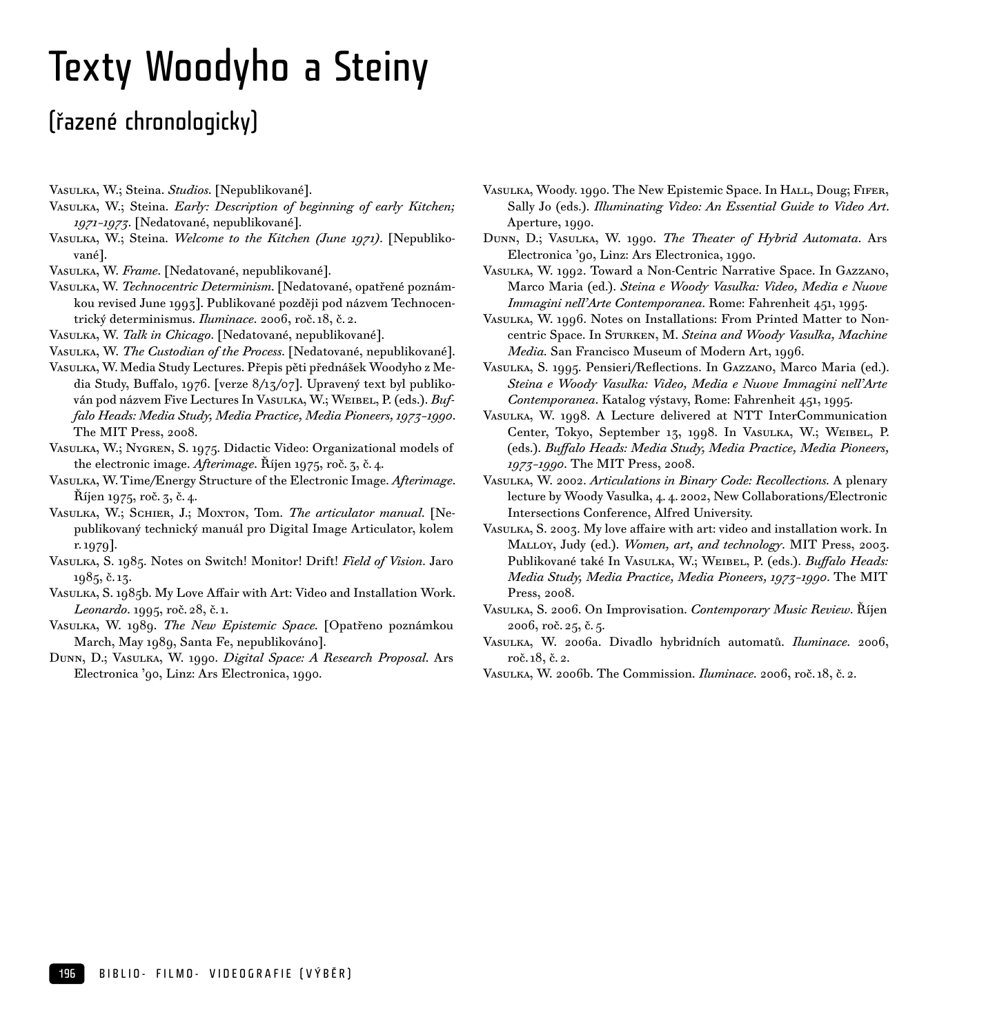# Texty Woodyho a Steiny

## (řazené chronologicky)

Vasulka, W.; Steina. *Studios*. [Nepublikované].

Vasulka, W.; Steina. *Early: Description of beginning of early Kitchen; 1971–1973*. [Nedatované, nepublikované].

Vasulka, W.; Steina. *Welcome to the Kitchen (June 1971)*. [Nepublikované].

Vasulka, W. *Frame*. [Nedatované, nepublikované].

Vasulka, W. *Technocentric Determinism*. [Nedatované, opatřené poznámkou revised June 1993]. Publikované později pod názvem Technocentrický determinismus. *Iluminace*. 2006, roč. 18, č. 2.

Vasulka, W. *Talk in Chicago*. [Nedatované, nepublikované].

Vasulka, W. *The Custodian of the Process*. [Nedatované, nepublikované].

Vasulka, W. Media Study Lectures. Přepis pěti přednášek Woodyho z Media Study, Buffalo, 1976. [verze 8/13/07]. Upravený text byl publikován pod názvem Five Lectures In Vasulka, W.; Weibel, P. (eds.). *Buffalo Heads: Media Study, Media Practice, Media Pioneers, 1973–1990*. The MIT Press, 2008.

Vasulka, W.; Nygren, S. 1975. Didactic Video: Organizational models of the electronic image. *Afterimage*. Říjen 1975, roč. 3, č. 4.

Vasulka, W. Time/Energy Structure of the Electronic Image. *Afterimage*. Říjen 1975, roč. 3, č. 4.

Vasulka, W.; Schier, J.; Moxton, Tom. *The articulator manual*. [Nepublikovaný technický manuál pro Digital Image Articulator, kolem r. 1979].

Vasulka, S. 1985. Notes on Switch! Monitor! Drift! *Field of Vision*. Jaro 1985, č. 13.

Vasulka, S. 1985b. My Love Affair with Art: Video and Installation Work. *Leonardo*. 1995, roč. 28, č. 1.

Vasulka, W. 1989. *The New Epistemic Space*. [Opatřeno poznámkou March, May 1989, Santa Fe, nepublikováno].

Dunn, D.; Vasulka, W. 1990. *Digital Space: A Research Proposal*. Ars Electronica '90, Linz: Ars Electronica, 1990.

Vasulka, Woody. 1990. The New Epistemic Space. In Hall, Doug; Fifer, Sally Jo (eds.). *Illuminating Video: An Essential Guide to Video Art*. Aperture, 1990.

Dunn, D.; Vasulka, W. 1990. *The Theater of Hybrid Automata*. Ars Electronica '90, Linz: Ars Electronica, 1990.

Vasulka, W. 1992. Toward a Non-Centric Narrative Space. In Gazzano, Marco Maria (ed.). *Steina e Woody Vasulka: Video, Media e Nuove Immagini nell'Arte Contemporanea*. Rome: Fahrenheit 451, 1995.

Vasulka, W. 1996. Notes on Installations: From Printed Matter to Noncentric Space. In Sturken, M. *Steina and Woody Vasulka, Machine Media*. San Francisco Museum of Modern Art, 1996.

Vasulka, S. 1995. Pensieri/Reflections. In Gazzano, Marco Maria (ed.). *Steina e Woody Vasulka: Video, Media e Nuove Immagini nell'Arte Contemporanea*. Katalog výstavy, Rome: Fahrenheit 451, 1995.

Vasulka, W. 1998. A Lecture delivered at NTT InterCommunication Center, Tokyo, September 13, 1998. In Vasulka, W.; Weibel, P. (eds.). *Buffalo Heads: Media Study, Media Practice, Media Pioneers, 1973–1990*. The MIT Press, 2008.

Vasulka, W. 2002. *Articulations in Binary Code: Recollections*. A plenary lecture by Woody Vasulka, 4. 4. 2002, New Collaborations/Electronic Intersections Conference, Alfred University.

Vasulka, S. 2003. My love affaire with art: video and installation work. In Malloy, Judy (ed.). *Women, art, and technology*. MIT Press, 2003. Publikované také In Vasulka, W.; Weibel, P. (eds.). *Buffalo Heads: Media Study, Media Practice, Media Pioneers, 1973–1990*. The MIT Press, 2008.

Vasulka, S. 2006. On Improvisation. *Contemporary Music Review*. Říjen 2006, roč. 25, č. 5.

Vasulka, W. 2006a. Divadlo hybridních automatů. *Iluminace*. 2006, roč. 18, č. 2.

Vasulka, W. 2006b. The Commission. *Iluminace*. 2006, roč. 18, č. 2.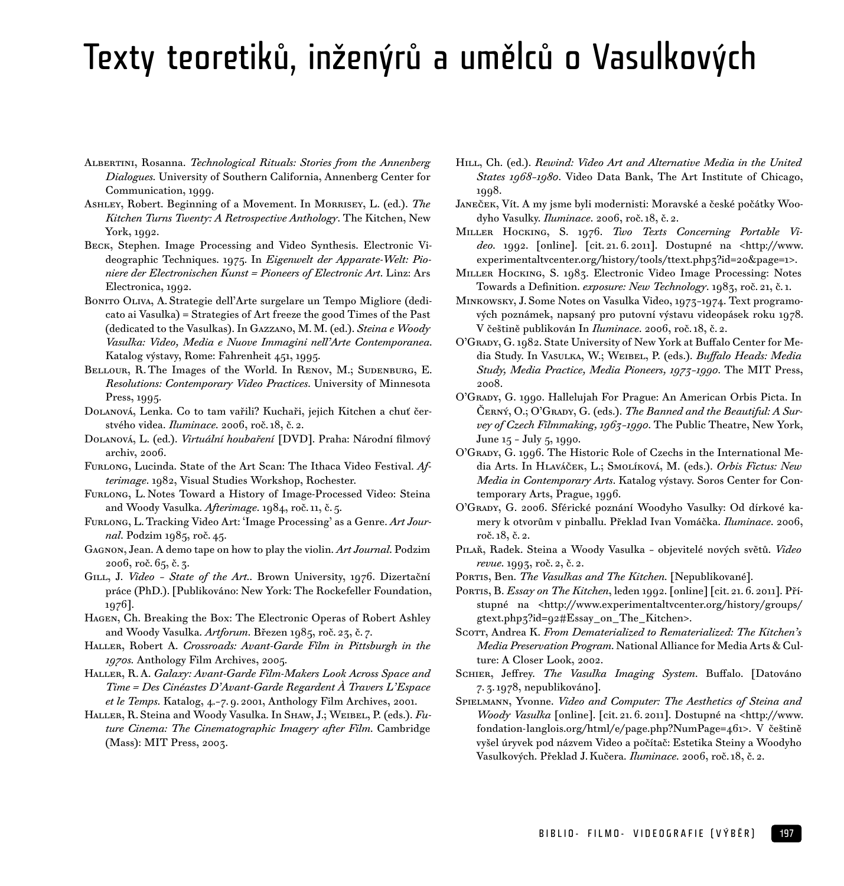# Texty teoretiků, inženýrů a umělců o Vasulkových

Albertini, Rosanna. *Technological Rituals: Stories from the Annenberg Dialogues*. University of Southern California, Annenberg Center for Communication, 1999.

Ashley, Robert. Beginning of a Movement. In Morrisey, L. (ed.). *The Kitchen Turns Twenty: A Retrospective Anthology*. The Kitchen, New York, 1992.

Beck, Stephen. Image Processing and Video Synthesis. Electronic Videographic Techniques. 1975. In *Eigenwelt der Apparate-Welt: Pioniere der Electronischen Kunst = Pioneers of Electronic Art*. Linz: Ars Electronica, 1992.

Bonito Oliva, A. Strategie dell'Arte surgelare un Tempo Migliore (dedicato ai Vasulka) = Strategies of Art freeze the good Times of the Past (dedicated to the Vasulkas). In Gazzano, M. M. (ed.). *Steina e Woody Vasulka: Video, Media e Nuove Immagini nell'Arte Contemporanea*. Katalog výstavy, Rome: Fahrenheit 451, 1995.

Bellour, R. The Images of the World. In Renov, M.; Sudenburg, E. *Resolutions: Contemporary Video Practices*. University of Minnesota Press, 1995.

Dolanová, Lenka. Co to tam vařili? Kuchaři, jejich Kitchen a chuť čerstvého videa. *Iluminace*. 2006, roč. 18, č. 2.

Dolanová, L. (ed.). *Virtuální houbaření* [DVD]. Praha: Národní filmový archiv, 2006.

Furlong, Lucinda. State of the Art Scan: The Ithaca Video Festival. *Afterimage*. 1982, Visual Studies Workshop, Rochester.

Furlong, L. Notes Toward a History of Image-Processed Video: Steina and Woody Vasulka. *Afterimage*. 1984, roč. 11, č. 5.

Furlong, L. Tracking Video Art: 'Image Processing' as a Genre. *Art Journal*. Podzim 1985, roč. 45.

Gagnon, Jean. A demo tape on how to play the violin. *Art Journal*. Podzim 2006, roč. 65, č. 3.

Gill, J. *Video – State of the Art.*. Brown University, 1976. Dizertační práce (PhD.). [Publikováno: New York: The Rockefeller Foundation, 1976].

Hagen, Ch. Breaking the Box: The Electronic Operas of Robert Ashley and Woody Vasulka. *Artforum*. Březen 1985, roč. 23, č. 7.

Haller, Robert A. *Crossroads: Avant-Garde Film in Pittsburgh in the 1970s*. Anthology Film Archives, 2005.

Haller, R. A. *Galaxy: Avant-Garde Film-Makers Look Across Space and Time = Des Cinéastes D'Avant-Garde Regardent À Travers L'Espace et le Temps*. Katalog, 4.–7. 9. 2001, Anthology Film Archives, 2001.

Haller, R. Steina and Woody Vasulka. In Shaw, J.; Weibel, P. (eds.). *Future Cinema: The Cinematographic Imagery after Film*. Cambridge (Mass): MIT Press, 2003.

Hill, Ch. (ed.). *Rewind: Video Art and Alternative Media in the United States 1968–1980*. Video Data Bank, The Art Institute of Chicago, 1998.

Janeček, Vít. A my jsme byli modernisti: Moravské a české počátky Woodyho Vasulky. *Iluminace*. 2006, roč. 18, č. 2.

Miller Hocking, S. 1976. *Two Texts Concerning Portable Video*. 1992. [online]. [cit. 21. 6. 2011]. Dostupné na <http://www.experimentaltvcenter.org/history/tools/ttext.php3?id=20&page=1>.

Miller Hocking, S. 1983. Electronic Video Image Processing: Notes Towards a Definition. *exposure: New Technology*. 1983, roč. 21, č. 1.

Minkowsky, J. Some Notes on Vasulka Video, 1973–1974. Text programových poznámek, napsaný pro putovní výstavu videopásek roku 1978. V češtině publikován In *Iluminace*. 2006, roč. 18, č. 2.

O'Grady, G. 1982. State University of New York at Buffalo Center for Media Study. In Vasulka, W.; Weibel, P. (eds.). *Buffalo Heads: Media Study, Media Practice, Media Pioneers, 1973–1990*. The MIT Press, 2008.

O'Grady, G. 1990. Hallelujah For Prague: An American Orbis Picta. In Černý, O.; O'Grady, G. (eds.). *The Banned and the Beautiful: A Survey of Czech Filmmaking, 1963–1990*. The Public Theatre, New York, June 15 – July 5, 1990.

O'Grady, G. 1996. The Historic Role of Czechs in the International Media Arts. In Hlaváček, L.; Smolíková, M. (eds.). *Orbis Fictus: New Media in Contemporary Arts*. Katalog výstavy. Soros Center for Contemporary Arts, Prague, 1996.

O'Grady, G. 2006. Sférické poznání Woodyho Vasulky: Od dírkové kamery k otvorům v pinballu. Překlad Ivan Vomáčka. *Iluminace*. 2006, roč. 18, č. 2.

Pilař, Radek. Steina a Woody Vasulka – objevitelé nových světů. *Video revue*. 1993, roč. 2, č. 2.

Portis, Ben. *The Vasulkas and The Kitchen*. [Nepublikované].

Portis, B. *Essay on The Kitchen*, leden 1992. [online] [cit. 21. 6. 2011]. Přístupné na <http://www.experimentaltvcenter.org/history/groups/gtext.php3?id=92#Essay_on_The_Kitchen>.

Scott, Andrea K. *From Dematerialized to Rematerialized: The Kitchen's Media Preservation Program*. National Alliance for Media Arts & Culture: A Closer Look, 2002.

Schier, Jeffrey. *The Vasulka Imaging System*. Buffalo. [Datováno 7. 3. 1978, nepublikováno].

Spielmann, Yvonne. *Video and Computer: The Aesthetics of Steina and Woody Vasulka* [online]. [cit. 21. 6. 2011]. Dostupné na <http://www.fondation-langlois.org/html/e/page.php?NumPage=461>. V češtině vyšel úryvek pod názvem Video a počítač: Estetika Steiny a Woodyho Vasulkových. Překlad J. Kučera. *Iluminace*. 2006, roč. 18, č. 2.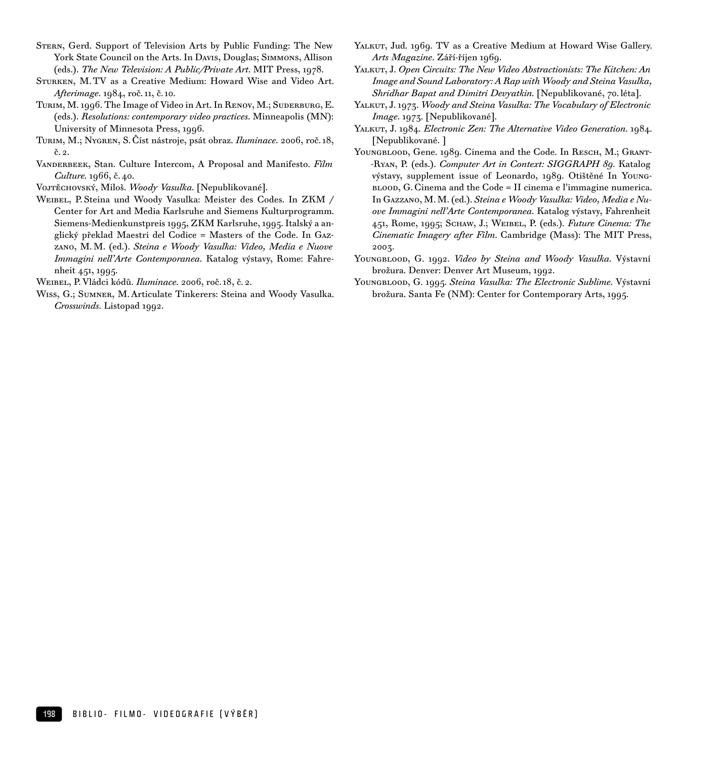Stern, Gerd. Support of Television Arts by Public Funding: The New York State Council on the Arts. In Davis, Douglas; Simmons, Allison (eds.). *The New Television: A Public/Private Art*. MIT Press, 1978.

Sturken, M. TV as a Creative Medium: Howard Wise and Video Art. *Afterimage*. 1984, roč. 11, č. 10.

Turim, M. 1996. The Image of Video in Art. In Renov, M.; Suderburg, E. (eds.). *Resolutions: contemporary video practices*. Minneapolis (MN): University of Minnesota Press, 1996.

Turim, M.; Nygren, S. Číst nástroje, psát obraz. *Iluminace*. 2006, roč. 18, č. 2.

Vanderbeek, Stan. Culture Intercom, A Proposal and Manifesto. *Film Culture*. 1966, č. 40.

Vojtěchovský, Miloš. *Woody Vasulka*. [Nepublikované].

Weibel, P. Steina und Woody Vasulka: Meister des Codes. In ZKM / Center for Art and Media Karlsruhe and Siemens Kulturprogramm. Siemens-Medienkunstpreis 1995, ZKM Karlsruhe, 1995. Italský a anglický překlad Maestri del Codice = Masters of the Code. In Gazzano, M. M. (ed.). *Steina e Woody Vasulka: Video, Media e Nuove Immagini nell'Arte Contemporanea*. Katalog výstavy, Rome: Fahrenheit 451, 1995.

Weibel, P. Vládci kódů. *Iluminace*. 2006, roč. 18, č. 2.

Wiss, G.; Sumner, M. Articulate Tinkerers: Steina and Woody Vasulka. *Crosswinds*. Listopad 1992.

Yalkut, Jud. 1969. TV as a Creative Medium at Howard Wise Gallery. *Arts Magazine*. Září-říjen 1969.

Yalkut, J. *Open Circuits: The New Video Abstractionists: The Kitchen: An Image and Sound Laboratory: A Rap with Woody and Steina Vasulka, Shridhar Bapat and Dimitri Devyatkin*. [Nepublikované, 70. léta].

Yalkut, J. 1973. *Woody and Steina Vasulka: The Vocabulary of Electronic Image*. 1973. [Nepublikované].

Yalkut, J. 1984. *Electronic Zen: The Alternative Video Generation*. 1984. [Nepublikované. ]

Youngblood, Gene. 1989. Cinema and the Code. In Resch, M.; Grant-Ryan, P. (eds.). *Computer Art in Context: SIGGRAPH 89*. Katalog výstavy, supplement issue of Leonardo, 1989. Otištěné In Youngblood, G. Cinema and the Code = Il cinema e l'immagine numerica. In Gazzano, M. M. (ed.). *Steina e Woody Vasulka: Video, Media e Nuove Immagini nell'Arte Contemporanea*. Katalog výstavy, Fahrenheit 451, Rome, 1995; Schaw, J.; Weibel, P. (eds.). *Future Cinema: The Cinematic Imagery after Film*. Cambridge (Mass): The MIT Press, 2003.

Youngblood, G. 1992. *Video by Steina and Woody Vasulka*. Výstavní brožura. Denver: Denver Art Museum, 1992.

Youngblood, G. 1995. *Steina Vasulka: The Electronic Sublime*. Výstavní brožura. Santa Fe (NM): Center for Contemporary Arts, 1995.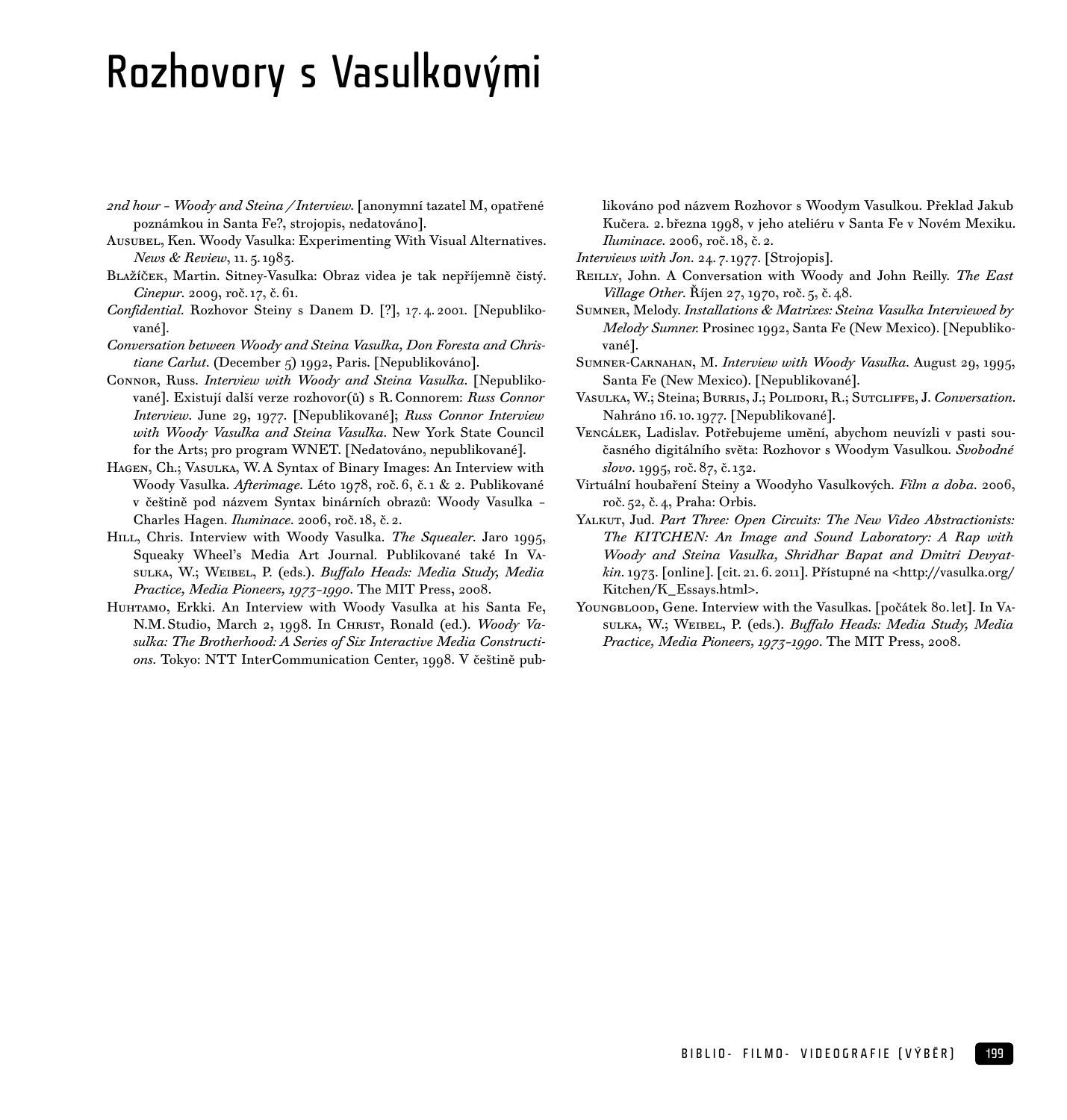# Rozhovory s Vasulkovými

*2nd hour – Woody and Steina / Interview*. [anonymní tazatel M, opatřené poznámkou in Santa Fe?, strojopis, nedatováno].

Ausubel, Ken. Woody Vasulka: Experimenting With Visual Alternatives. *News & Review*, 11. 5. 1983.

Blažíček, Martin. Sitney-Vasulka: Obraz videa je tak nepříjemně čistý. *Cinepur*. 2009, roč. 17, č. 61.

*Confidential*. Rozhovor Steiny s Danem D. [?], 17. 4. 2001. [Nepublikované].

*Conversation between Woody and Steina Vasulka, Don Foresta and Christiane Carlut*. (December 5) 1992, Paris. [Nepublikováno].

Connor, Russ. *Interview with Woody and Steina Vasulka*. [Nepublikované]. Existují další verze rozhovor(ů) s R. Connorem: *Russ Connor Interview*. June 29, 1977. [Nepublikované]; *Russ Connor Interview with Woody Vasulka and Steina Vasulka*. New York State Council for the Arts; pro program WNET. [Nedatováno, nepublikované].

Hagen, Ch.; Vasulka, W. A Syntax of Binary Images: An Interview with Woody Vasulka. *Afterimage*. Léto 1978, roč. 6, č. 1 & 2. Publikované v češtině pod názvem Syntax binárních obrazů: Woody Vasulka – Charles Hagen. *Iluminace*. 2006, roč. 18, č. 2.

Hill, Chris. Interview with Woody Vasulka. *The Squealer*. Jaro 1995, Squeaky Wheel's Media Art Journal. Publikované také In Vasulka, W.; Weibel, P. (eds.). *Buffalo Heads: Media Study, Media Practice, Media Pioneers, 1973–1990*. The MIT Press, 2008.

Huhtamo, Erkki. An Interview with Woody Vasulka at his Santa Fe, N.M. Studio, March 2, 1998. In Christ, Ronald (ed.). *Woody Vasulka: The Brotherhood: A Series of Six Interactive Media Constructions*. Tokyo: NTT InterCommunication Center, 1998. V češtině publikováno pod názvem Rozhovor s Woodym Vasulkou. Překlad Jakub Kučera. 2. března 1998, v jeho ateliéru v Santa Fe v Novém Mexiku. *Iluminace*. 2006, roč. 18, č. 2.

*Interviews with Jon*. 24. 7. 1977. [Strojopis].

Reilly, John. A Conversation with Woody and John Reilly. *The East Village Other*. Říjen 27, 1970, roč. 5, č. 48.

Sumner, Melody. *Installations & Matrixes: Steina Vasulka Interviewed by Melody Sumner*. Prosinec 1992, Santa Fe (New Mexico). [Nepublikované].

Sumner-Carnahan, M. *Interview with Woody Vasulka*. August 29, 1995, Santa Fe (New Mexico). [Nepublikované].

Vasulka, W.; Steina; Burris, J.; Polidori, R.; Sutcliffe, J. *Conversation*. Nahráno 16. 10. 1977. [Nepublikované].

Vencálek, Ladislav. Potřebujeme umění, abychom neuvízli v pasti současného digitálního světa: Rozhovor s Woodym Vasulkou. *Svobodné slovo*. 1995, roč. 87, č. 132.

Virtuální houbaření Steiny a Woodyho Vasulkových. *Film a doba*. 2006, roč. 52, č. 4, Praha: Orbis.

Yalkut, Jud. *Part Three: Open Circuits: The New Video Abstractionists: The KITCHEN: An Image and Sound Laboratory: A Rap with Woody and Steina Vasulka, Shridhar Bapat and Dmitri Devyatkin*. 1973. [online]. [cit. 21. 6. 2011]. Přístupné na <http://vasulka.org/Kitchen/K_Essays.html>.

Youngblood, Gene. Interview with the Vasulkas. [počátek 80. let]. In Vasulka, W.; Weibel, P. (eds.). *Buffalo Heads: Media Study, Media Practice, Media Pioneers, 1973–1990*. The MIT Press, 2008.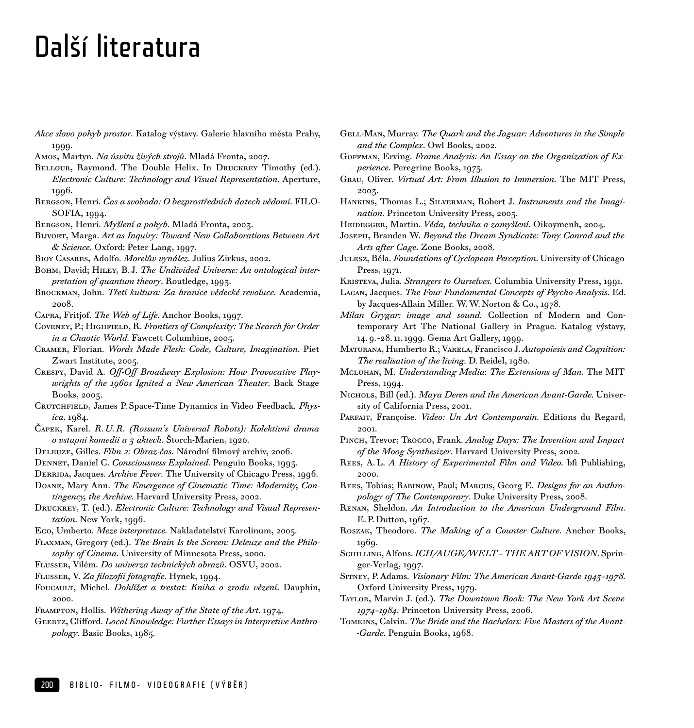# Další literatura

*Akce slovo pohyb prostor*. Katalog výstavy. Galerie hlavního města Prahy, 1999.

Amos, Martyn. *Na úsvitu živých strojů*. Mladá Fronta, 2007.

Bellour, Raymond. The Double Helix. In Druckrey Timothy (ed.). *Electronic Culture: Technology and Visual Representation*. Aperture, 1996.

Bergson, Henri. *Čas a svoboda: O bezprostředních datech vědomí*. FILOSOFIA, 1994.

Bergson, Henri. *Myšlení a pohyb*. Mladá Fronta, 2003.

Bijvoet, Marga. *Art as Inquiry: Toward New Collaborations Between Art & Science*. Oxford: Peter Lang, 1997.

Bioy Casares, Adolfo. *Morelův vynález*. Julius Zirkus, 2002.

Bohm, David; Hiley, B. J. *The Undivided Universe: An ontological interpretation of quantum theory*. Routledge, 1993.

Brockman, John. *Třetí kultura: Za hranice vědecké revoluce*. Academia, 2008.

Capra, Fritjof. *The Web of Life*. Anchor Books, 1997.

Coveney, P.; Highfield, R. *Frontiers of Complexity: The Search for Order in a Chaotic World*. Fawcett Columbine, 2005.

Cramer, Florian. *Words Made Flesh: Code, Culture, Imagination*. Piet Zwart Institute, 2005.

Crespy, David A. *Off-Off Broadway Explosion: How Provocative Playwrights of the 1960s Ignited a New American Theater*. Back Stage Books, 2003.

Crutchfield, James P. Space-Time Dynamics in Video Feedback. *Physica*. 1984.

Čapek, Karel. *R. U. R. (Rossum's Universal Robots): Kolektivní drama o vstupní komedii a 3 aktech*. Štorch-Marien, 1920.

Deleuze, Gilles. *Film 2: Obraz-čas*. Národní filmový archiv, 2006.

Dennet, Daniel C. *Consciousness Explained*. Penguin Books, 1993.

Derrida, Jacques. *Archive Fever*. The University of Chicago Press, 1996.

Doane, Mary Ann. *The Emergence of Cinematic Time: Modernity, Contingency, the Archive*. Harvard University Press, 2002.

Druckrey, T. (ed.). *Electronic Culture: Technology and Visual Representation*. New York, 1996.

Eco, Umberto. *Meze interpretace*. Nakladatelství Karolinum, 2005.

Flaxman, Gregory (ed.). *The Brain Is the Screen: Deleuze and the Philosophy of Cinema*. University of Minnesota Press, 2000.

Flusser, Vilém. *Do univerza technických obrazů*. OSVU, 2002.

Flusser, V. *Za filozofii fotografie*. Hynek, 1994.

Foucault, Michel. *Dohlížet a trestat: Kniha o zrodu vězení*. Dauphin, 2000.

Frampton, Hollis. *Withering Away of the State of the Art*. 1974.

Geertz, Clifford. *Local Knowledge: Further Essays in Interpretive Anthropology*. Basic Books, 1985.

Gell-Man, Murray. *The Quark and the Jaguar: Adventures in the Simple and the Complex*. Owl Books, 2002.

Goffman, Erving. *Frame Analysis: An Essay on the Organization of Experience*. Peregrine Books, 1975.

Grau, Oliver. *Virtual Art: From Illusion to Immersion*. The MIT Press, 2003.

Hankins, Thomas L.; Silverman, Robert J. *Instruments and the Imagination*. Princeton University Press, 2005.

Heidegger, Martin. *Věda, technika a zamyšlení*. Oikoymenh, 2004.

Joseph, Branden W. *Beyond the Dream Syndicate: Tony Conrad and the Arts after Cage*. Zone Books, 2008.

Julesz, Béla. *Foundations of Cyclopean Perception*. University of Chicago Press, 1971.

Kristeva, Julia. *Strangers to Ourselves*. Columbia University Press, 1991.

Lacan, Jacques. *The Four Fundamental Concepts of Psycho-Analysis*. Ed. by Jacques-Allain Miller. W. W. Norton & Co., 1978.

*Milan Grygar: image and sound*. Collection of Modern and Contemporary Art The National Gallery in Prague. Katalog výstavy, 14. 9.–28. 11. 1999. Gema Art Gallery, 1999.

Maturana, Humberto R.; Varela, Francisco J. *Autopoiesis and Cognition: The realisation of the living*. D. Reidel, 1980.

Mcluhan, M. *Understanding Media*: *The Extensions of Man*. The MIT Press, 1994.

Nichols, Bill (ed.). *Maya Deren and the American Avant-Garde*. University of California Press, 2001.

Parfait, Françoise. *Video: Un Art Contemporain*. Editions du Regard, 2001.

Pinch, Trevor; Trocco, Frank. *Analog Days: The Invention and Impact of the Moog Synthesizer*. Harvard University Press, 2002.

Rees, A. L. *A History of Experimental Film and Video*. bfi Publishing, 2000.

Rees, Tobias; Rabinow, Paul; Marcus, Georg E. *Designs for an Anthropology of The Contemporary*. Duke University Press, 2008.

Renan, Sheldon. *An Introduction to the American Underground Film*. E. P. Dutton, 1967.

Roszak, Theodore. *The Making of a Counter Culture*. Anchor Books, 1969.

Schilling, Alfons. *ICH/AUGE/WELT – THE ART OF VISION*. Springer-Verlag, 1997.

Sitney, P. Adams. *Visionary Film: The American Avant-Garde 1943–1978*. Oxford University Press, 1979.

Taylor, Marvin J. (ed.). *The Downtown Book: The New York Art Scene 1974–1984*. Princeton University Press, 2006.

Tomkins, Calvin. *The Bride and the Bachelors: Five Masters of the Avant-Garde*. Penguin Books, 1968.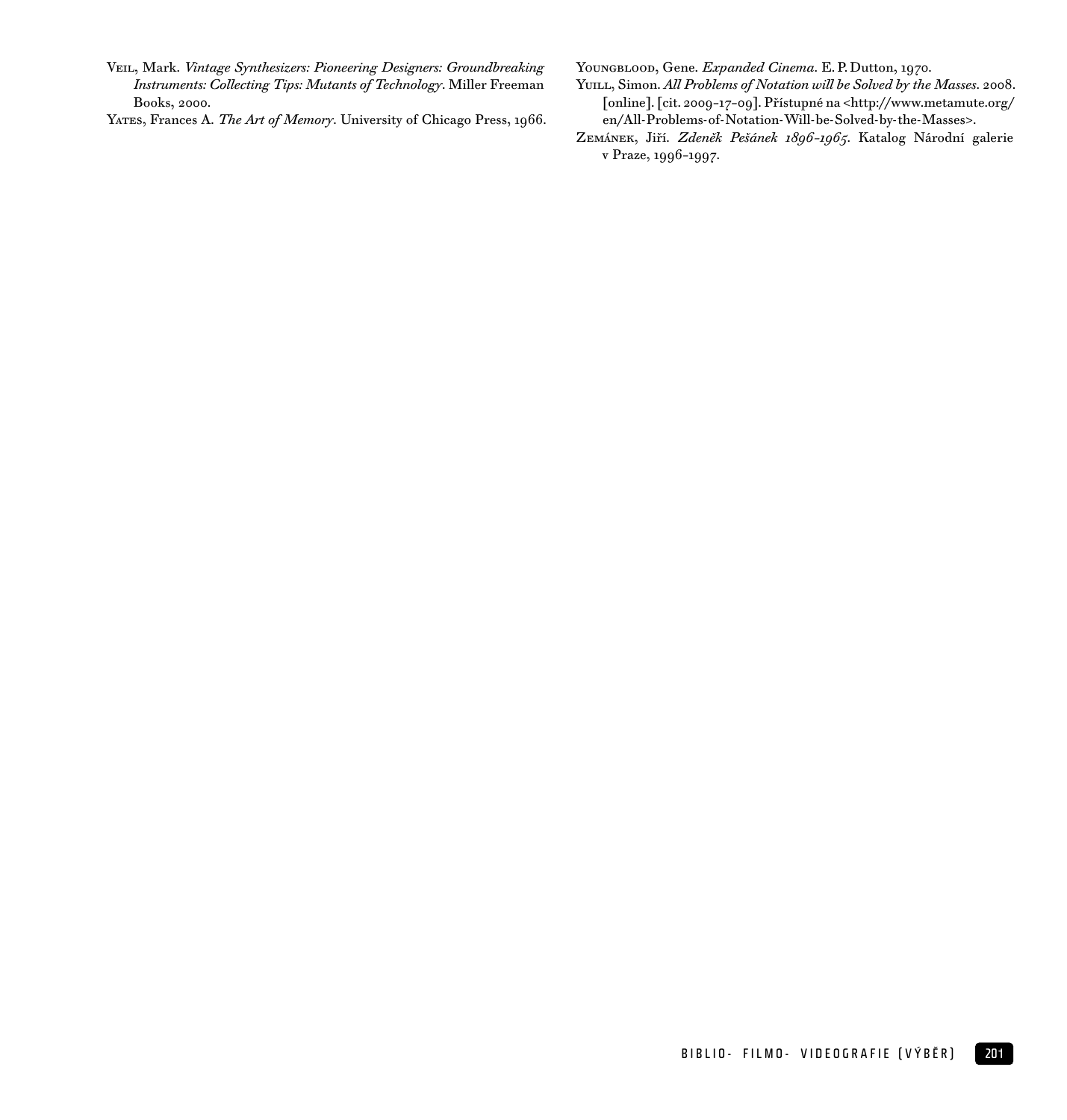Veil, Mark. *Vintage Synthesizers: Pioneering Designers: Groundbreaking Instruments: Collecting Tips: Mutants of Technology*. Miller Freeman Books, 2000.

Yates, Frances A. *The Art of Memory*. University of Chicago Press, 1966.

Youngblood, Gene. *Expanded Cinema*. E. P. Dutton, 1970.

Yuill, Simon. *All Problems of Notation will be Solved by the Masses*. 2008. [online]. [cit. 2009-17-09]. Přístupné na <http://www.metamute.org/en/All-Problems-of-Notation-Will-be-Solved-by-the-Masses>.

Zemánek, Jiří. *Zdeněk Pešánek 1896–1965*. Katalog Národní galerie v Praze, 1996–1997.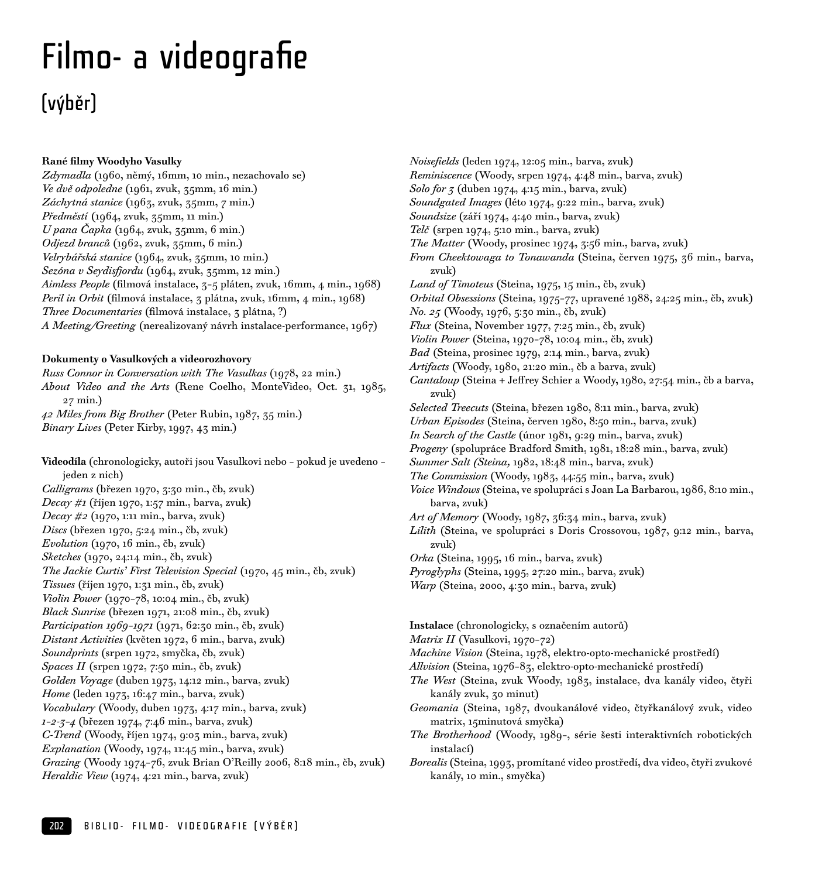# Filmo- a videografie

## (výběr)

**Rané filmy Woodyho Vasulky**

*Zdymadla* (1960, němý, 16mm, 10 min., nezachovalo se)
*Ve dvě odpoledne* (1961, zvuk, 35mm, 16 min.)
*Záchytná stanice* (1963, zvuk, 35mm, 7 min.)
*Předměstí* (1964, zvuk, 35mm, 11 min.)
*U pana Čapka* (1964, zvuk, 35mm, 6 min.)
*Odjezd branců* (1962, zvuk, 35mm, 6 min.)
*Velrybářská stanice* (1964, zvuk, 35mm, 10 min.)
*Sezóna v Seydisfjordu* (1964, zvuk, 35mm, 12 min.)
*Aimless People* (filmová instalace, 3-5 pláten, zvuk, 16mm, 4 min., 1968)
*Peril in Orbit* (filmová instalace, 3 plátna, zvuk, 16mm, 4 min., 1968)
*Three Documentaries* (filmová instalace, 3 plátna, ?)
*A Meeting/Greeting* (nerealizovaný návrh instalace-performance, 1967)

**Dokumenty o Vasulkových a videorozhovory**

*Russ Connor in Conversation with The Vasulkas* (1978, 22 min.)
*About Video and the Arts* (Rene Coelho, MonteVideo, Oct. 31, 1985, 27 min.)
*42 Miles from Big Brother* (Peter Rubin, 1987, 35 min.)
*Binary Lives* (Peter Kirby, 1997, 43 min.)

**Videodíla** (chronologicky, autoři jsou Vasulkovi nebo – pokud je uvedeno – jeden z nich)

*Calligrams* (březen 1970, 3:30 min., čb, zvuk)
*Decay #1* (říjen 1970, 1:57 min., barva, zvuk)
*Decay #2* (1970, 1:11 min., barva, zvuk)
*Discs* (březen 1970, 5:24 min., čb, zvuk)
*Evolution* (1970, 16 min., čb, zvuk)
*Sketches* (1970, 24:14 min., čb, zvuk)
*The Jackie Curtis' First Television Special* (1970, 45 min., čb, zvuk)
*Tissues* (říjen 1970, 1:31 min., čb, zvuk)
*Violin Power* (1970–78, 10:04 min., čb, zvuk)
*Black Sunrise* (březen 1971, 21:08 min., čb, zvuk)
*Participation 1969-1971* (1971, 62:30 min., čb, zvuk)
*Distant Activities* (květen 1972, 6 min., barva, zvuk)
*Soundprints* (srpen 1972, smyčka, čb, zvuk)
*Spaces II* (srpen 1972, 7:50 min., čb, zvuk)
*Golden Voyage* (duben 1973, 14:12 min., barva, zvuk)
*Home* (leden 1973, 16:47 min., barva, zvuk)
*Vocabulary* (Woody, duben 1973, 4:17 min., barva, zvuk)
*1-2-3-4* (březen 1974, 7:46 min., barva, zvuk)
*C-Trend* (Woody, říjen 1974, 9:03 min., barva, zvuk)
*Explanation* (Woody, 1974, 11:45 min., barva, zvuk)
*Grazing* (Woody 1974–76, zvuk Brian O'Reilly 2006, 8:18 min., čb, zvuk)
*Heraldic View* (1974, 4:21 min., barva, zvuk)
*Noisefields* (leden 1974, 12:05 min., barva, zvuk)
*Reminiscence* (Woody, srpen 1974, 4:48 min., barva, zvuk)
*Solo for 3* (duben 1974, 4:15 min., barva, zvuk)
*Soundgated Images* (léto 1974, 9:22 min., barva, zvuk)
*Soundsize* (září 1974, 4:40 min., barva, zvuk)
*Telč* (srpen 1974, 5:10 min., barva, zvuk)
*The Matter* (Woody, prosinec 1974, 3:56 min., barva, zvuk)
*From Cheektowaga to Tonawanda* (Steina, červen 1975, 36 min., barva, zvuk)
*Land of Timoteus* (Steina, 1975, 15 min., čb, zvuk)
*Orbital Obsessions* (Steina, 1975–77, upravené 1988, 24:25 min., čb, zvuk)
*No. 25* (Woody, 1976, 5:30 min., čb, zvuk)
*Flux* (Steina, November 1977, 7:25 min., čb, zvuk)
*Violin Power* (Steina, 1970–78, 10:04 min., čb, zvuk)
*Bad* (Steina, prosinec 1979, 2:14 min., barva, zvuk)
*Artifacts* (Woody, 1980, 21:20 min., čb a barva, zvuk)
*Cantaloup* (Steina + Jeffrey Schier a Woody, 1980, 27:54 min., čb a barva, zvuk)
*Selected Treecuts* (Steina, březen 1980, 8:11 min., barva, zvuk)
*Urban Episodes* (Steina, červen 1980, 8:50 min., barva, zvuk)
*In Search of the Castle* (únor 1981, 9:29 min., barva, zvuk)
*Progeny* (spolupráce Bradford Smith, 1981, 18:28 min., barva, zvuk)
*Summer Salt (Steina,* 1982, 18:48 min., barva, zvuk)
*The Commission* (Woody, 1983, 44:55 min., barva, zvuk)
*Voice Windows* (Steina, ve spolupráci s Joan La Barbarou, 1986, 8:10 min., barva, zvuk)
*Art of Memory* (Woody, 1987, 36:34 min., barva, zvuk)
*Lilith* (Steina, ve spolupráci s Doris Crossovou, 1987, 9:12 min., barva, zvuk)
*Orka* (Steina, 1995, 16 min., barva, zvuk)
*Pyroglyphs* (Steina, 1995, 27:20 min., barva, zvuk)
*Warp* (Steina, 2000, 4:30 min., barva, zvuk)

**Instalace** (chronologicky, s označením autorů)

*Matrix II* (Vasulkovi, 1970–72)
*Machine Vision* (Steina, 1978, elektro-opto-mechanické prostředí)
*Allvision* (Steina, 1976–83, elektro-opto-mechanické prostředí)
*The West* (Steina, zvuk Woody, 1983, instalace, dva kanály video, čtyři kanály zvuk, 30 minut)
*Geomania* (Steina, 1987, dvoukanálové video, čtyřkanálový zvuk, video matrix, 15minutová smyčka)
*The Brotherhood* (Woody, 1989-, série šesti interaktivních robotických instalací)
*Borealis* (Steina, 1993, promítané video prostředí, dva video, čtyři zvukové kanály, 10 min., smyčka)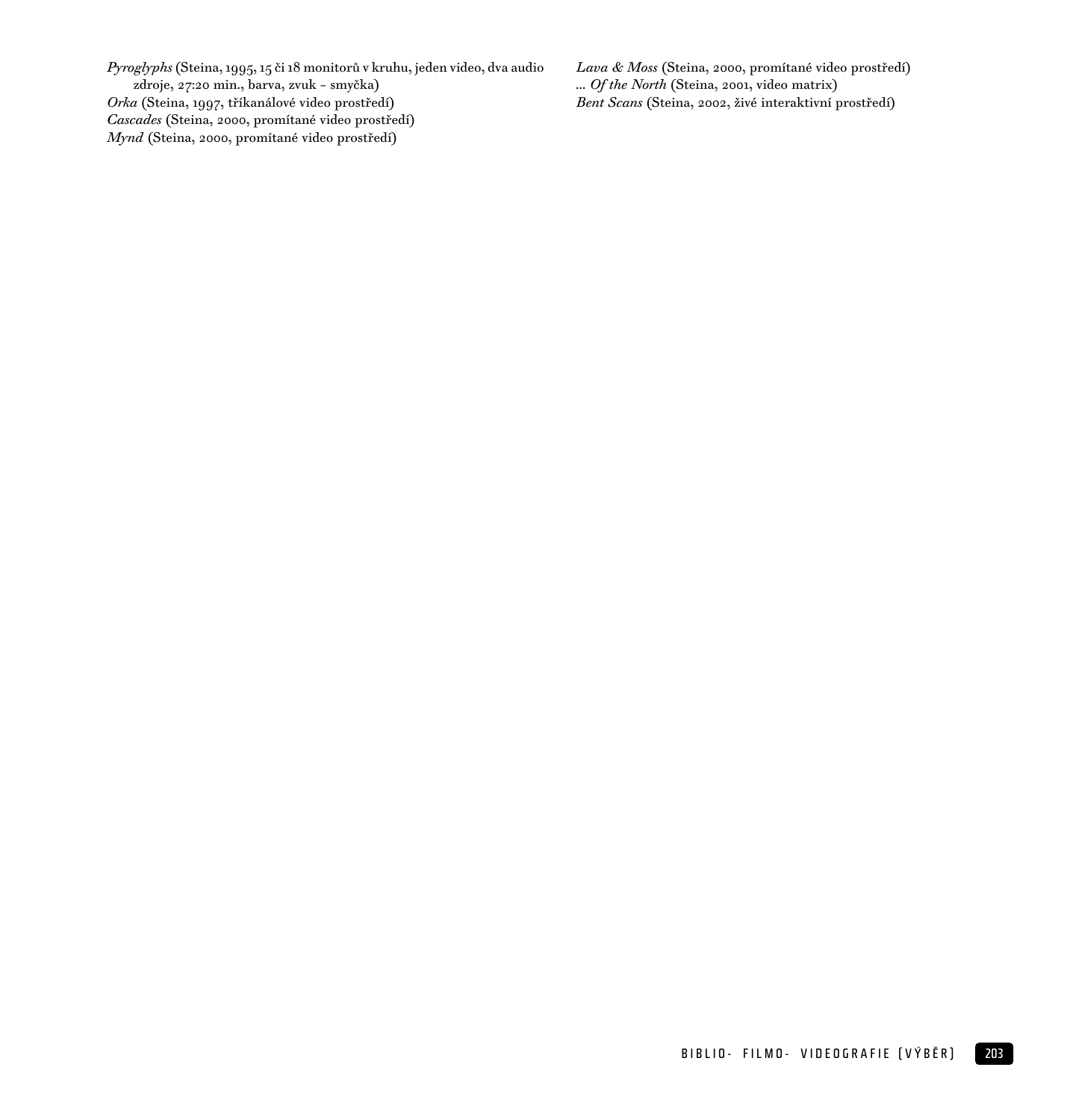*Pyroglyphs* (Steina, 1995, 15 či 18 monitorů v kruhu, jeden video, dva audio zdroje, 27:20 min., barva, zvuk - smyčka)
*Orka* (Steina, 1997, tříkanálové video prostředí)
*Cascades* (Steina, 2000, promítané video prostředí)
*Mynd* (Steina, 2000, promítané video prostředí)
*Lava & Moss* (Steina, 2000, promítané video prostředí)
... *Of the North* (Steina, 2001, video matrix)
*Bent Scans* (Steina, 2002, živé interaktivní prostředí)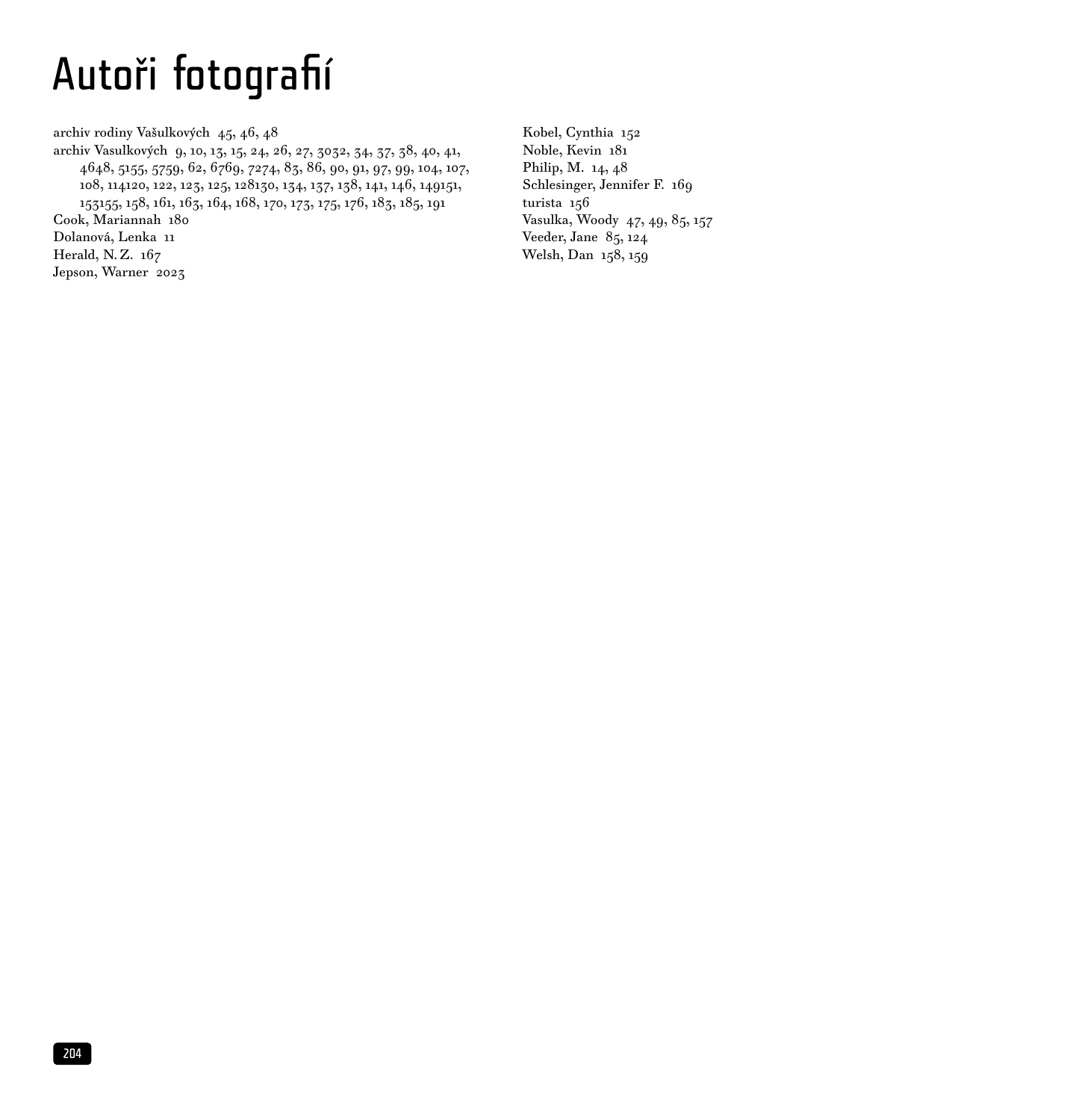# Autoři fotografií

archiv rodiny Vašulkových 45, 46, 48
archiv Vasulkových 9, 10, 13, 15, 24, 26, 27, 3032, 34, 37, 38, 40, 41, 4648, 5155, 5759, 62, 6769, 7274, 83, 86, 90, 91, 97, 99, 104, 107, 108, 114120, 122, 123, 125, 128130, 134, 137, 138, 141, 146, 149151, 153155, 158, 161, 163, 164, 168, 170, 173, 175, 176, 183, 185, 191
Cook, Mariannah 180
Dolanová, Lenka 11
Herald, N. Z. 167
Jepson, Warner 2023
Kobel, Cynthia 152
Noble, Kevin 181
Philip, M. 14, 48
Schlesinger, Jennifer F. 169
turista 156
Vasulka, Woody 47, 49, 85, 157
Veeder, Jane 85, 124
Welsh, Dan 158, 159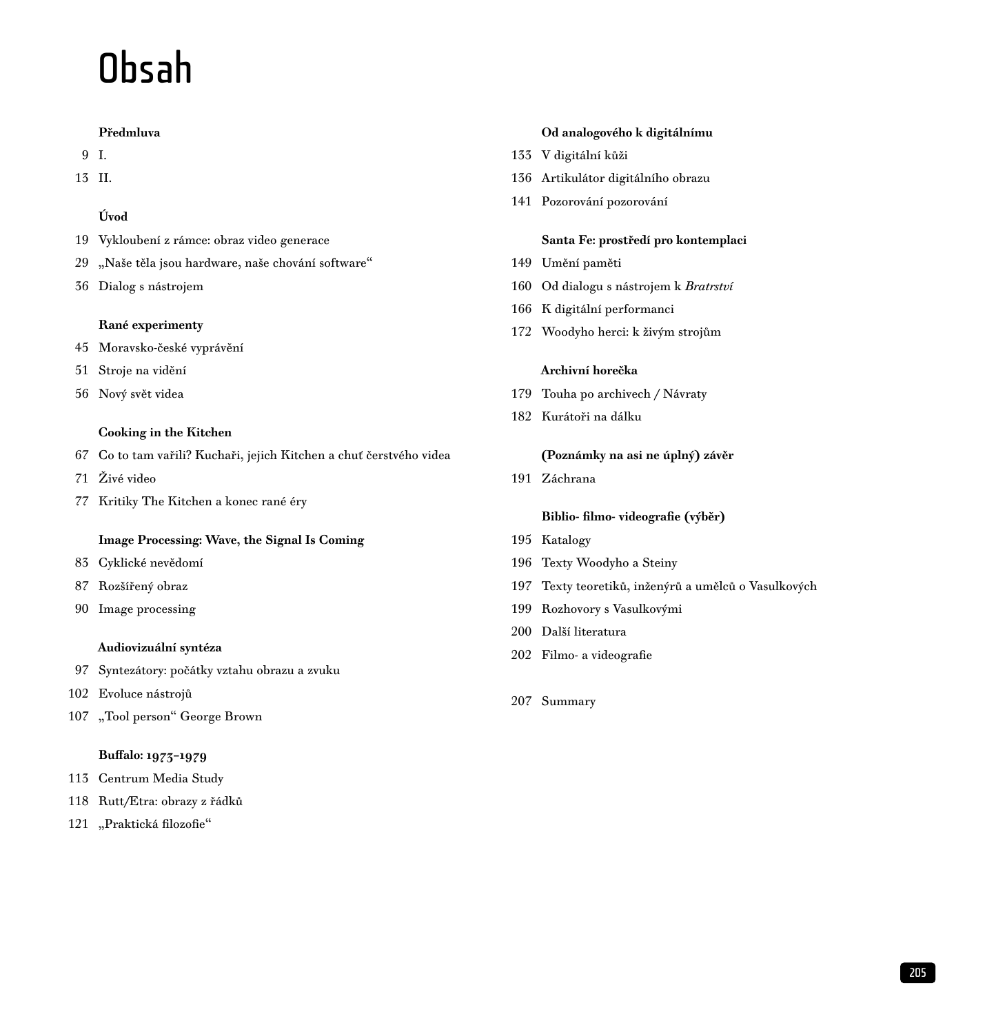# Obsah

**Předmluva**

9 I.

13 II.

**Úvod**

19 Vykloubení z rámce: obraz video generace

29 „Naše těla jsou hardware, naše chování software“

36 Dialog s nástrojem

**Rané experimenty**

45 Moravsko-české vyprávění

51 Stroje na vidění

56 Nový svět videa

**Cooking in the Kitchen**

67 Co to tam vařili? Kuchaři, jejich Kitchen a chuť čerstvého videa

71 Živé video

77 Kritiky The Kitchen a konec rané éry

**Image Processing: Wave, the Signal Is Coming**

83 Cyklické nevědomí

87 Rozšířený obraz

90 Image processing

**Audiovizuální syntéza**

97 Syntezátory: počátky vztahu obrazu a zvuku

102 Evoluce nástrojů

107 „Tool person“ George Brown

**Buffalo: 1973–1979**

113 Centrum Media Study

118 Rutt/Etra: obrazy z řádků

121 „Praktická filozofie“

**Od analogového k digitálnímu**

133 V digitální kůži

136 Artikulátor digitálního obrazu

141 Pozorování pozorování

**Santa Fe: prostředí pro kontemplaci**

149 Umění paměti

160 Od dialogu s nástrojem k *Bratrství*

166 K digitální performanci

172 Woodyho herci: k živým strojům

**Archivní horečka**

179 Touha po archivech / Návraty

182 Kurátoři na dálku

**(Poznámky na asi ne úplný) závěr**

191 Záchrana

**Biblio- filmo- videografie (výběr)**

195 Katalogy

196 Texty Woodyho a Steiny

197 Texty teoretiků, inženýrů a umělců o Vasulkových

199 Rozhovory s Vasulkovými

200 Další literatura

202 Filmo- a videografie

207 Summary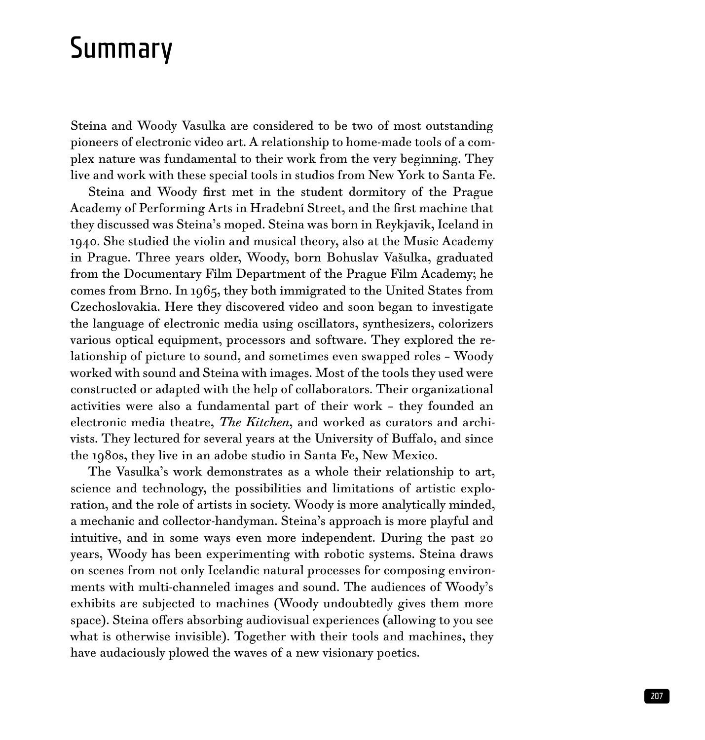# Summary

Steina and Woody Vasulka are considered to be two of most outstanding pioneers of electronic video art. A relationship to home-made tools of a complex nature was fundamental to their work from the very beginning. They live and work with these special tools in studios from New York to Santa Fe.

Steina and Woody first met in the student dormitory of the Prague Academy of Performing Arts in Hradební Street, and the first machine that they discussed was Steina's moped. Steina was born in Reykjavik, Iceland in 1940. She studied the violin and musical theory, also at the Music Academy in Prague. Three years older, Woody, born Bohuslav Vašulka, graduated from the Documentary Film Department of the Prague Film Academy; he comes from Brno. In 1965, they both immigrated to the United States from Czechoslovakia. Here they discovered video and soon began to investigate the language of electronic media using oscillators, synthesizers, colorizers various optical equipment, processors and software. They explored the relationship of picture to sound, and sometimes even swapped roles – Woody worked with sound and Steina with images. Most of the tools they used were constructed or adapted with the help of collaborators. Their organizational activities were also a fundamental part of their work – they founded an electronic media theatre, *The Kitchen*, and worked as curators and archivists. They lectured for several years at the University of Buffalo, and since the 1980s, they live in an adobe studio in Santa Fe, New Mexico.

The Vasulka's work demonstrates as a whole their relationship to art, science and technology, the possibilities and limitations of artistic exploration, and the role of artists in society. Woody is more analytically minded, a mechanic and collector-handyman. Steina's approach is more playful and intuitive, and in some ways even more independent. During the past 20 years, Woody has been experimenting with robotic systems. Steina draws on scenes from not only Icelandic natural processes for composing environments with multi-channeled images and sound. The audiences of Woody's exhibits are subjected to machines (Woody undoubtedly gives them more space). Steina offers absorbing audiovisual experiences (allowing to you see what is otherwise invisible). Together with their tools and machines, they have audaciously plowed the waves of a new visionary poetics.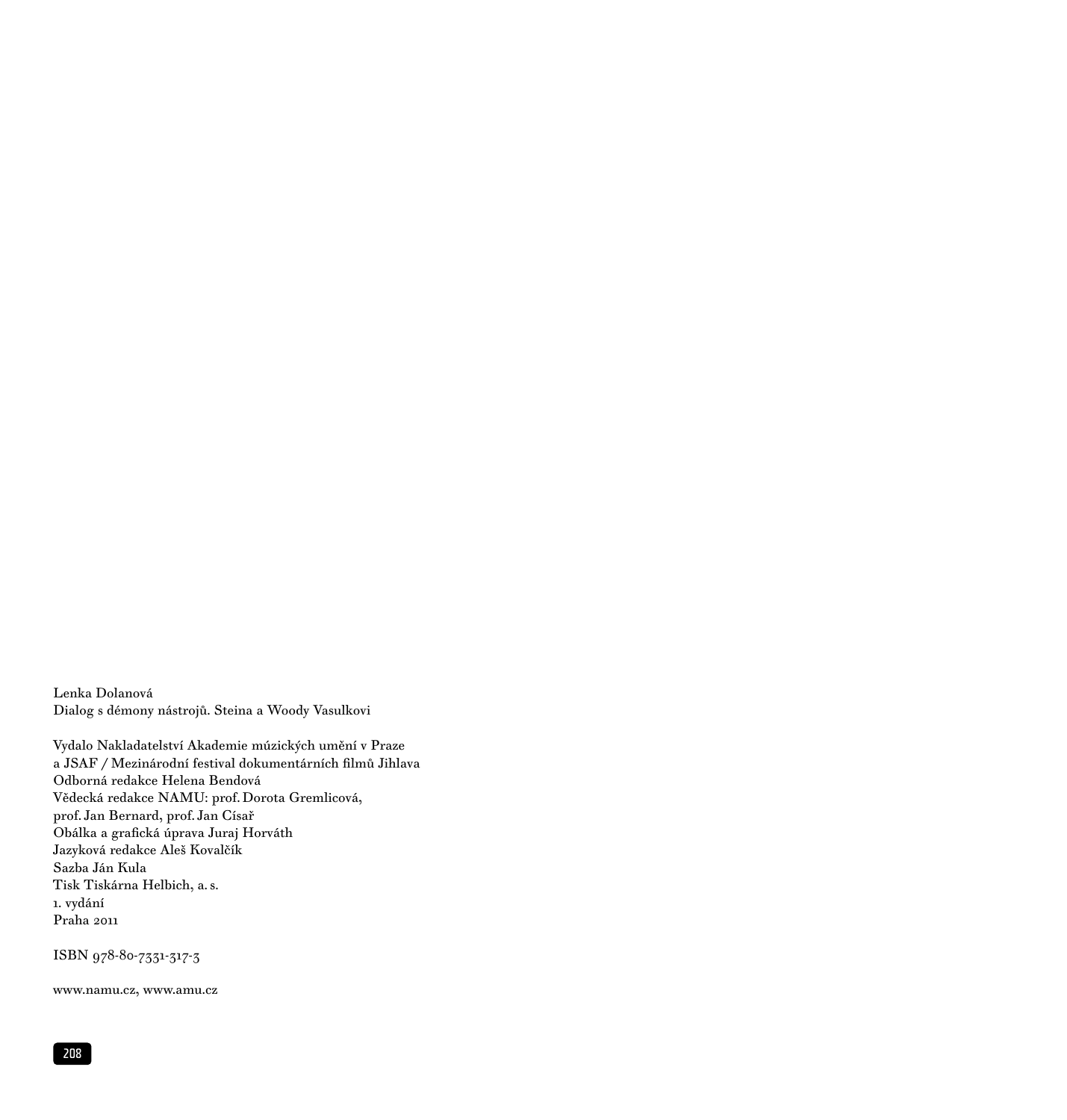Lenka Dolanová
Dialog s démony nástrojů. Steina a Woody Vasulkovi

Vydalo Nakladatelství Akademie múzických umění v Praze
a JSAF / Mezinárodní festival dokumentárních filmů Jihlava
Odborná redakce Helena Bendová
Vědecká redakce NAMU: prof. Dorota Gremlicová,
prof. Jan Bernard, prof. Jan Císař
Obálka a grafická úprava Juraj Horváth
Jazyková redakce Aleš Kovalčík
Sazba Ján Kula
Tisk Tiskárna Helbich, a. s.
1. vydání
Praha 2011

ISBN 978-80-7331-317-3

www.namu.cz, www.amu.cz